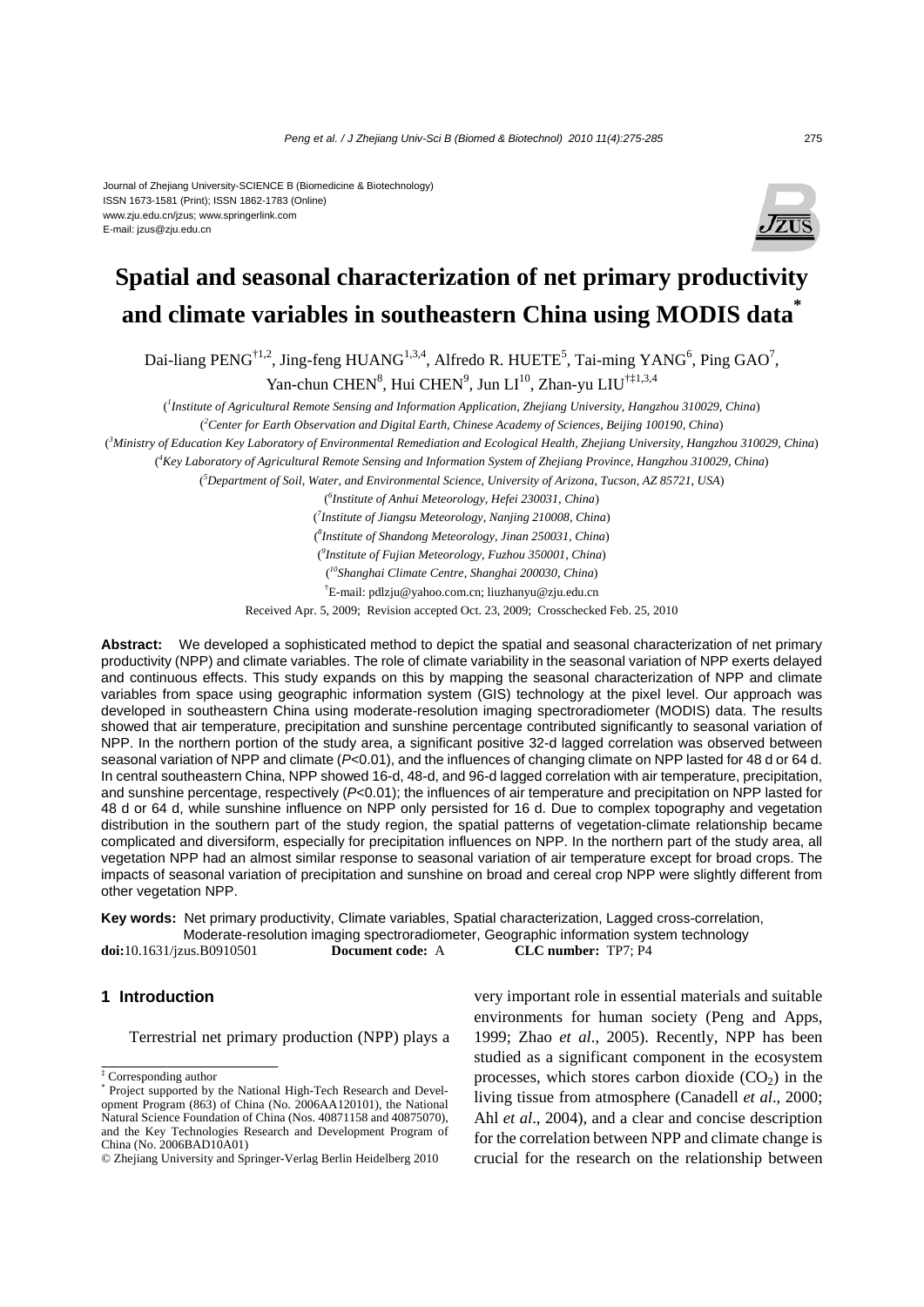Journal of Zhejiang University-SCIENCE B (Biomedicine & Biotechnology)
ISSN 1673-1581 (Print); ISSN 1862-1783 (Online)
www.zju.edu.cn/jzus; www.springerlink.com
E-mail: jzus@zju.edu.cn

# Spatial and seasonal characterization of net primary productivity and climate variables in southeastern China using MODIS data*

Dai-liang PENG[†1,2], Jing-feng HUANG[1,3,4], Alfredo R. HUETE[5], Tai-ming YANG[6], Ping GAO[7], Yan-chun CHEN[8], Hui CHEN[9], Jun LI[10], Zhan-yu LIU[†‡1,3,4]

([1]*Institute of Agricultural Remote Sensing and Information Application, Zhejiang University, Hangzhou 310029, China*)

([2]*Center for Earth Observation and Digital Earth, Chinese Academy of Sciences, Beijing 100190, China*)

([3]*Ministry of Education Key Laboratory of Environmental Remediation and Ecological Health, Zhejiang University, Hangzhou 310029, China*)

([4]*Key Laboratory of Agricultural Remote Sensing and Information System of Zhejiang Province, Hangzhou 310029, China*)

([5]*Department of Soil, Water, and Environmental Science, University of Arizona, Tucson, AZ 85721, USA*)

([6]*Institute of Anhui Meteorology, Hefei 230031, China*)

([7]*Institute of Jiangsu Meteorology, Nanjing 210008, China*)

([8]*Institute of Shandong Meteorology, Jinan 250031, China*)

([9]*Institute of Fujian Meteorology, Fuzhou 350001, China*)

([10]*Shanghai Climate Centre, Shanghai 200030, China*)

[†]E-mail: pdlzju@yahoo.com.cn; liuzhanyu@zju.edu.cn

Received Apr. 5, 2009; Revision accepted Oct. 23, 2009; Crosschecked Feb. 25, 2010

**Abstract:** We developed a sophisticated method to depict the spatial and seasonal characterization of net primary productivity (NPP) and climate variables. The role of climate variability in the seasonal variation of NPP exerts delayed and continuous effects. This study expands on this by mapping the seasonal characterization of NPP and climate variables from space using geographic information system (GIS) technology at the pixel level. Our approach was developed in southeastern China using moderate-resolution imaging spectroradiometer (MODIS) data. The results showed that air temperature, precipitation and sunshine percentage contributed significantly to seasonal variation of NPP. In the northern portion of the study area, a significant positive 32-d lagged correlation was observed between seasonal variation of NPP and climate ($P<0.01$), and the influences of changing climate on NPP lasted for 48 d or 64 d. In central southeastern China, NPP showed 16-d, 48-d, and 96-d lagged correlation with air temperature, precipitation, and sunshine percentage, respectively ($P<0.01$); the influences of air temperature and precipitation on NPP lasted for 48 d or 64 d, while sunshine influence on NPP only persisted for 16 d. Due to complex topography and vegetation distribution in the southern part of the study region, the spatial patterns of vegetation-climate relationship became complicated and diversiform, especially for precipitation influences on NPP. In the northern part of the study area, all vegetation NPP had an almost similar response to seasonal variation of air temperature except for broad crops. The impacts of seasonal variation of precipitation and sunshine on broad and cereal crop NPP were slightly different from other vegetation NPP.

**Key words:** Net primary productivity, Climate variables, Spatial characterization, Lagged cross-correlation, Moderate-resolution imaging spectroradiometer, Geographic information system technology

**doi:**10.1631/jzus.B0910501 **Document code:** A **CLC number:** TP7; P4

## 1 Introduction

Terrestrial net primary production (NPP) plays a very important role in essential materials and suitable environments for human society (Peng and Apps, 1999; Zhao *et al*., 2005). Recently, NPP has been studied as a significant component in the ecosystem processes, which stores carbon dioxide ($CO_2$) in the living tissue from atmosphere (Canadell *et al*., 2000; Ahl *et al*., 2004), and a clear and concise description for the correlation between NPP and climate change is crucial for the research on the relationship between

---

‡ Corresponding author

\* Project supported by the National High-Tech Research and Development Program (863) of China (No. 2006AA120101), the National Natural Science Foundation of China (Nos. 40871158 and 40875070), and the Key Technologies Research and Development Program of China (No. 2006BAD10A01)

© Zhejiang University and Springer-Verlag Berlin Heidelberg 2010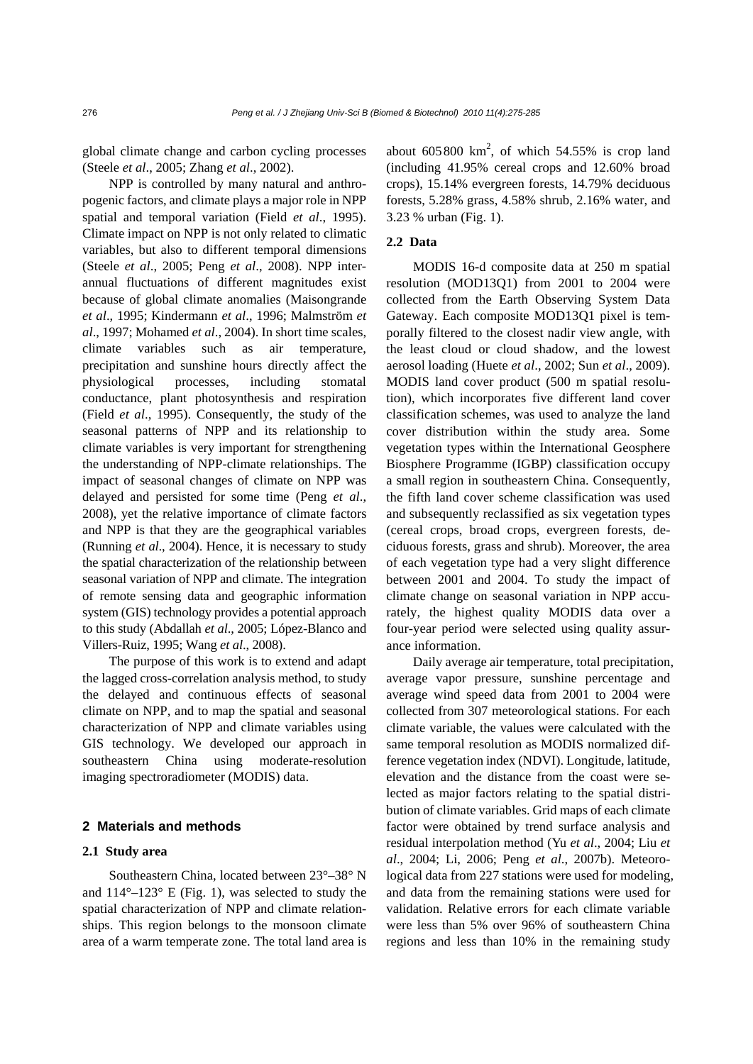global climate change and carbon cycling processes (Steele *et al*., 2005; Zhang *et al*., 2002).

NPP is controlled by many natural and anthropogenic factors, and climate plays a major role in NPP spatial and temporal variation (Field *et al*., 1995). Climate impact on NPP is not only related to climatic variables, but also to different temporal dimensions (Steele *et al*., 2005; Peng *et al*., 2008). NPP interannual fluctuations of different magnitudes exist because of global climate anomalies (Maisongrande *et al*., 1995; Kindermann *et al*., 1996; Malmström *et al*., 1997; Mohamed *et al*., 2004). In short time scales, climate variables such as air temperature, precipitation and sunshine hours directly affect the physiological processes, including stomatal conductance, plant photosynthesis and respiration (Field *et al*., 1995). Consequently, the study of the seasonal patterns of NPP and its relationship to climate variables is very important for strengthening the understanding of NPP-climate relationships. The impact of seasonal changes of climate on NPP was delayed and persisted for some time (Peng *et al*., 2008), yet the relative importance of climate factors and NPP is that they are the geographical variables (Running *et al*., 2004). Hence, it is necessary to study the spatial characterization of the relationship between seasonal variation of NPP and climate. The integration of remote sensing data and geographic information system (GIS) technology provides a potential approach to this study (Abdallah *et al*., 2005; López-Blanco and Villers-Ruiz, 1995; Wang *et al*., 2008).

The purpose of this work is to extend and adapt the lagged cross-correlation analysis method, to study the delayed and continuous effects of seasonal climate on NPP, and to map the spatial and seasonal characterization of NPP and climate variables using GIS technology. We developed our approach in southeastern China using moderate-resolution imaging spectroradiometer (MODIS) data.

## 2 Materials and methods

### 2.1 Study area

Southeastern China, located between 23°–38° N and 114°–123° E (Fig. 1), was selected to study the spatial characterization of NPP and climate relationships. This region belongs to the monsoon climate area of a warm temperate zone. The total land area is about 605 800 km$^2$, of which 54.55% is crop land (including 41.95% cereal crops and 12.60% broad crops), 15.14% evergreen forests, 14.79% deciduous forests, 5.28% grass, 4.58% shrub, 2.16% water, and 3.23 % urban (Fig. 1).

### 2.2 Data

MODIS 16-d composite data at 250 m spatial resolution (MOD13Q1) from 2001 to 2004 were collected from the Earth Observing System Data Gateway. Each composite MOD13Q1 pixel is temporally filtered to the closest nadir view angle, with the least cloud or cloud shadow, and the lowest aerosol loading (Huete *et al*., 2002; Sun *et al*., 2009). MODIS land cover product (500 m spatial resolution), which incorporates five different land cover classification schemes, was used to analyze the land cover distribution within the study area. Some vegetation types within the International Geosphere Biosphere Programme (IGBP) classification occupy a small region in southeastern China. Consequently, the fifth land cover scheme classification was used and subsequently reclassified as six vegetation types (cereal crops, broad crops, evergreen forests, deciduous forests, grass and shrub). Moreover, the area of each vegetation type had a very slight difference between 2001 and 2004. To study the impact of climate change on seasonal variation in NPP accurately, the highest quality MODIS data over a four-year period were selected using quality assurance information.

Daily average air temperature, total precipitation, average vapor pressure, sunshine percentage and average wind speed data from 2001 to 2004 were collected from 307 meteorological stations. For each climate variable, the values were calculated with the same temporal resolution as MODIS normalized difference vegetation index (NDVI). Longitude, latitude, elevation and the distance from the coast were selected as major factors relating to the spatial distribution of climate variables. Grid maps of each climate factor were obtained by trend surface analysis and residual interpolation method (Yu *et al*., 2004; Liu *et al*., 2004; Li, 2006; Peng *et al*., 2007b). Meteorological data from 227 stations were used for modeling, and data from the remaining stations were used for validation. Relative errors for each climate variable were less than 5% over 96% of southeastern China regions and less than 10% in the remaining study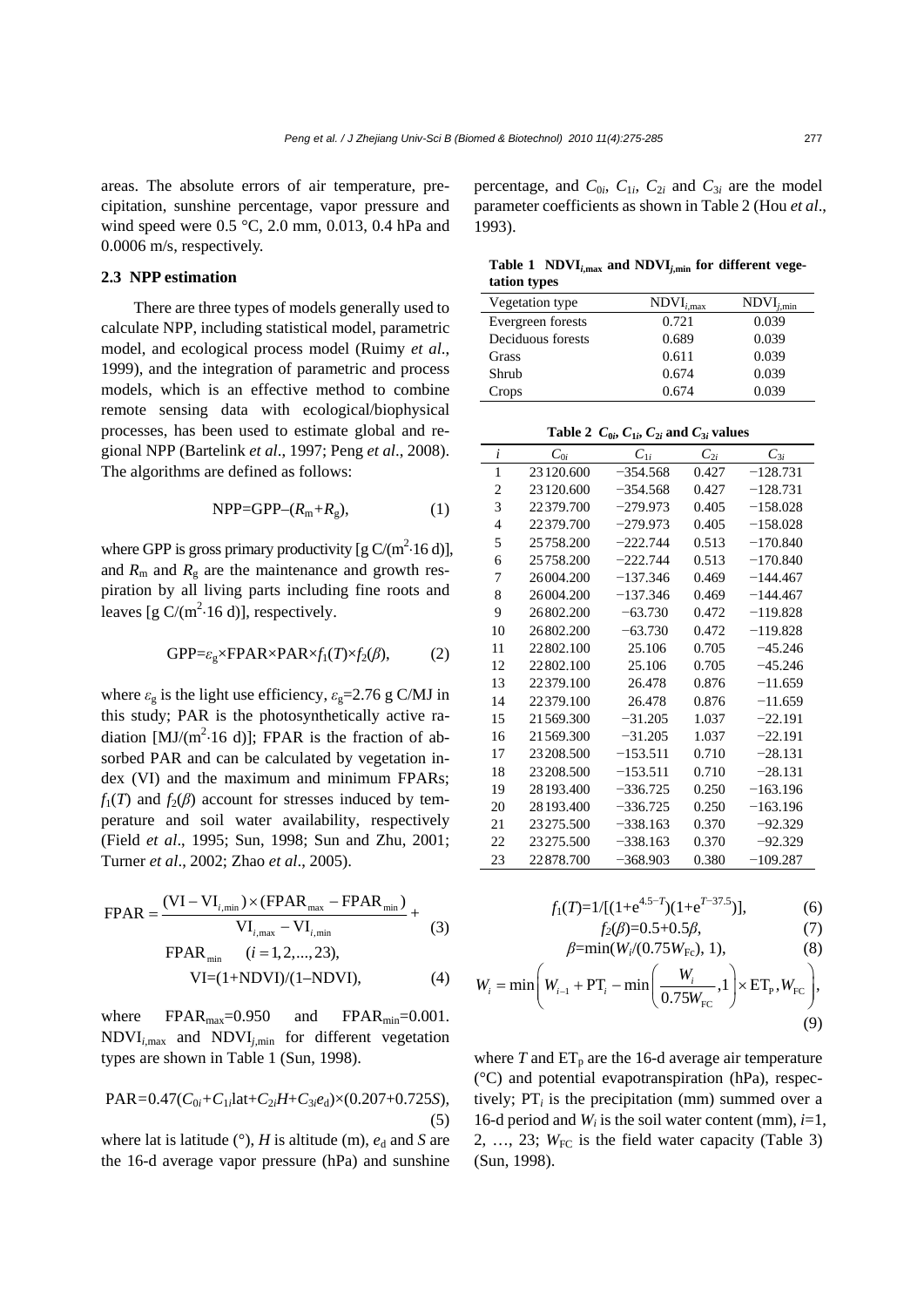areas. The absolute errors of air temperature, precipitation, sunshine percentage, vapor pressure and wind speed were 0.5 °C, 2.0 mm, 0.013, 0.4 hPa and 0.0006 m/s, respectively.

### 2.3 NPP estimation

There are three types of models generally used to calculate NPP, including statistical model, parametric model, and ecological process model (Ruimy *et al*., 1999), and the integration of parametric and process models, which is an effective method to combine remote sensing data with ecological/biophysical processes, has been used to estimate global and regional NPP (Bartelink *et al*., 1997; Peng *et al*., 2008). The algorithms are defined as follows:

$$\text{NPP}=\text{GPP}-(R_m+R_g), \tag{1}$$

where GPP is gross primary productivity [g C/(m$^2$·16 d)], and $R_m$ and $R_g$ are the maintenance and growth respiration by all living parts including fine roots and leaves [g C/(m$^2$·16 d)], respectively.

$$\text{GPP}=\varepsilon_g \times \text{FPAR} \times \text{PAR} \times f_1(T) \times f_2(\beta), \tag{2}$$

where $\varepsilon_g$ is the light use efficiency, $\varepsilon_g$=2.76 g C/MJ in this study; PAR is the photosynthetically active radiation [MJ/(m$^2$·16 d)]; FPAR is the fraction of absorbed PAR and can be calculated by vegetation index (VI) and the maximum and minimum FPARs; $f_1(T)$ and $f_2(\beta)$ account for stresses induced by temperature and soil water availability, respectively (Field *et al*., 1995; Sun, 1998; Sun and Zhu, 2001; Turner *et al*., 2002; Zhao *et al*., 2005).

$$\text{FPAR}=\frac{(\text{VI}-\text{VI}_{i,\min})\times(\text{FPAR}_{\max}-\text{FPAR}_{\min})}{\text{VI}_{i,\max}-\text{VI}_{i,\min}}+\text{FPAR}_{\min} \quad (i=1,2,\ldots,23), \tag{3}$$

$$\text{VI}=(1+\text{NDVI})/(1-\text{NDVI}), \tag{4}$$

where $\text{FPAR}_{\max}$=0.950 and $\text{FPAR}_{\min}$=0.001. $\text{NDVI}_{i,\max}$ and $\text{NDVI}_{j,\min}$ for different vegetation types are shown in Table 1 (Sun, 1998).

$$\text{PAR}=0.47(C_{0i}+C_{1i}\text{lat}+C_{2i}H+C_{3i}e_d)\times(0.207+0.725S), \tag{5}$$

where lat is latitude (°), $H$ is altitude (m), $e_d$ and $S$ are the 16-d average vapor pressure (hPa) and sunshine percentage, and $C_{0i}$, $C_{1i}$, $C_{2i}$ and $C_{3i}$ are the model parameter coefficients as shown in Table 2 (Hou *et al*., 1993).

**Table 1 $\text{NDVI}_{i,\max}$ and $\text{NDVI}_{j,\min}$ for different vegetation types**

| Vegetation type | $\text{NDVI}_{i,\max}$ | $\text{NDVI}_{j,\min}$ |
|---|---|---|
| Evergreen forests | 0.721 | 0.039 |
| Deciduous forests | 0.689 | 0.039 |
| Grass | 0.611 | 0.039 |
| Shrub | 0.674 | 0.039 |
| Crops | 0.674 | 0.039 |

**Table 2 $C_{0i}$, $C_{1i}$, $C_{2i}$ and $C_{3i}$ values**

| $i$ | $C_{0i}$ | $C_{1i}$ | $C_{2i}$ | $C_{3i}$ |
|---|---|---|---|---|
| 1 | 23120.600 | −354.568 | 0.427 | −128.731 |
| 2 | 23120.600 | −354.568 | 0.427 | −128.731 |
| 3 | 22379.700 | −279.973 | 0.405 | −158.028 |
| 4 | 22379.700 | −279.973 | 0.405 | −158.028 |
| 5 | 25758.200 | −222.744 | 0.513 | −170.840 |
| 6 | 25758.200 | −222.744 | 0.513 | −170.840 |
| 7 | 26004.200 | −137.346 | 0.469 | −144.467 |
| 8 | 26004.200 | −137.346 | 0.469 | −144.467 |
| 9 | 26802.200 | −63.730 | 0.472 | −119.828 |
| 10 | 26802.200 | −63.730 | 0.472 | −119.828 |
| 11 | 22802.100 | 25.106 | 0.705 | −45.246 |
| 12 | 22802.100 | 25.106 | 0.705 | −45.246 |
| 13 | 22379.100 | 26.478 | 0.876 | −11.659 |
| 14 | 22379.100 | 26.478 | 0.876 | −11.659 |
| 15 | 21569.300 | −31.205 | 1.037 | −22.191 |
| 16 | 21569.300 | −31.205 | 1.037 | −22.191 |
| 17 | 23208.500 | −153.511 | 0.710 | −28.131 |
| 18 | 23208.500 | −153.511 | 0.710 | −28.131 |
| 19 | 28193.400 | −336.725 | 0.250 | −163.196 |
| 20 | 28193.400 | −336.725 | 0.250 | −163.196 |
| 21 | 23275.500 | −338.163 | 0.370 | −92.329 |
| 22 | 23275.500 | −338.163 | 0.370 | −92.329 |
| 23 | 22878.700 | −368.903 | 0.380 | −109.287 |

$$f_1(T)=1/[(1+e^{4.5-T})(1+e^{T-37.5})], \tag{6}$$

$$f_2(\beta)=0.5+0.5\beta, \tag{7}$$

$$\beta=\min(W_i/(0.75W_{\text{Fc}}),1), \tag{8}$$

$$W_i=\min\left(W_{i-1}+\text{PT}_i-\min\left(\frac{W_i}{0.75W_{\text{FC}}},1\right)\times\text{ET}_p, W_{\text{FC}}\right), \tag{9}$$

where $T$ and $\text{ET}_p$ are the 16-d average air temperature (°C) and potential evapotranspiration (hPa), respectively; $\text{PT}_i$ is the precipitation (mm) summed over a 16-d period and $W_i$ is the soil water content (mm), $i$=1, 2, …, 23; $W_{\text{FC}}$ is the field water capacity (Table 3) (Sun, 1998).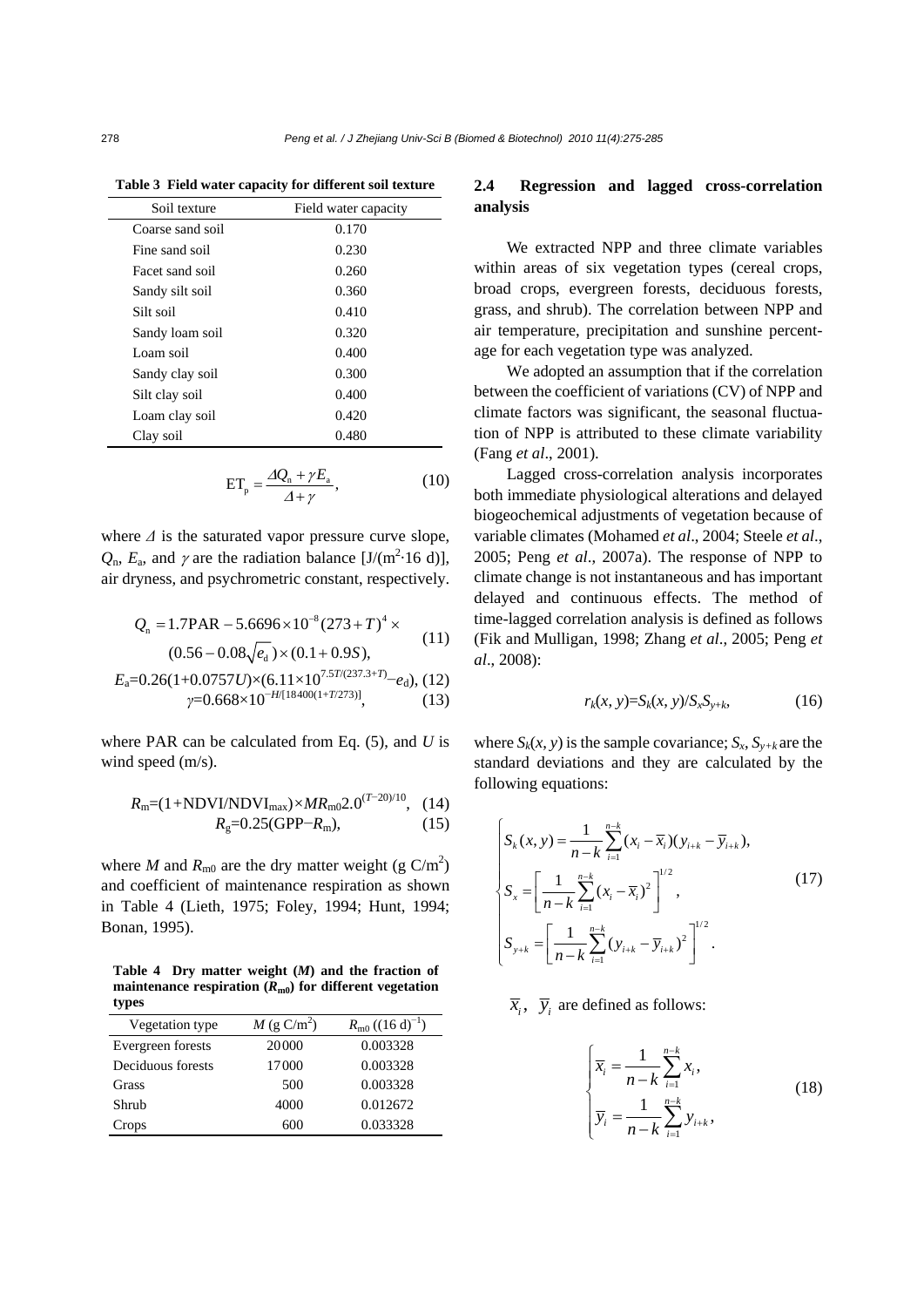**Table 3 Field water capacity for different soil texture**

| Soil texture | Field water capacity |
|---|---|
| Coarse sand soil | 0.170 |
| Fine sand soil | 0.230 |
| Facet sand soil | 0.260 |
| Sandy silt soil | 0.360 |
| Silt soil | 0.410 |
| Sandy loam soil | 0.320 |
| Loam soil | 0.400 |
| Sandy clay soil | 0.300 |
| Silt clay soil | 0.400 |
| Loam clay soil | 0.420 |
| Clay soil | 0.480 |

$$\mathrm{ET_p} = \frac{\Delta Q_\mathrm{n} + \gamma E_\mathrm{a}}{\Delta + \gamma}, \tag{10}$$

where $\Delta$ is the saturated vapor pressure curve slope, $Q_\mathrm{n}$, $E_\mathrm{a}$, and $\gamma$ are the radiation balance [J/(m$^2$·16 d)], air dryness, and psychrometric constant, respectively.

$$Q_\mathrm{n} = 1.7\mathrm{PAR} - 5.6696\times10^{-8}(273+T)^4 \times (0.56 - 0.08\sqrt{e_\mathrm{d}})\times(0.1+0.9S), \tag{11}$$

$$E_\mathrm{a}=0.26(1+0.0757U)\times(6.11\times10^{7.5T/(237.3+T)}-e_\mathrm{d}), \tag{12}$$

$$\gamma=0.668\times10^{-H/[18400(1+T/273)]}, \tag{13}$$

where PAR can be calculated from Eq. (5), and $U$ is wind speed (m/s).

$$R_\mathrm{m}=(1+\mathrm{NDVI}/\mathrm{NDVI}_\mathrm{max})\times MR_\mathrm{m0}2.0^{(T-20)/10}, \tag{14}$$

$$R_\mathrm{g}=0.25(\mathrm{GPP}-R_\mathrm{m}), \tag{15}$$

where $M$ and $R_\mathrm{m0}$ are the dry matter weight (g C/m$^2$) and coefficient of maintenance respiration as shown in Table 4 (Lieth, 1975; Foley, 1994; Hunt, 1994; Bonan, 1995).

**Table 4 Dry matter weight ($M$) and the fraction of maintenance respiration ($R_\mathrm{m0}$) for different vegetation types**

| Vegetation type | $M$ (g C/m$^2$) | $R_\mathrm{m0}$ ((16 d)$^{-1}$) |
|---|---|---|
| Evergreen forests | 20000 | 0.003328 |
| Deciduous forests | 17000 | 0.003328 |
| Grass | 500 | 0.003328 |
| Shrub | 4000 | 0.012672 |
| Crops | 600 | 0.033328 |

## 2.4 Regression and lagged cross-correlation analysis

We extracted NPP and three climate variables within areas of six vegetation types (cereal crops, broad crops, evergreen forests, deciduous forests, grass, and shrub). The correlation between NPP and air temperature, precipitation and sunshine percentage for each vegetation type was analyzed.

We adopted an assumption that if the correlation between the coefficient of variations (CV) of NPP and climate factors was significant, the seasonal fluctuation of NPP is attributed to these climate variability (Fang *et al*., 2001).

Lagged cross-correlation analysis incorporates both immediate physiological alterations and delayed biogeochemical adjustments of vegetation because of variable climates (Mohamed *et al*., 2004; Steele *et al*., 2005; Peng *et al*., 2007a). The response of NPP to climate change is not instantaneous and has important delayed and continuous effects. The method of time-lagged correlation analysis is defined as follows (Fik and Mulligan, 1998; Zhang *et al*., 2005; Peng *et al*., 2008):

$$r_k(x, y)=S_k(x, y)/S_xS_{y+k}, \tag{16}$$

where $S_k(x, y)$ is the sample covariance; $S_x$, $S_{y+k}$ are the standard deviations and they are calculated by the following equations:

$$\begin{cases} S_k(x,y) = \dfrac{1}{n-k}\sum\limits_{i=1}^{n-k}(x_i - \overline{x}_i)(y_{i+k} - \overline{y}_{i+k}), \\ S_x = \left[\dfrac{1}{n-k}\sum\limits_{i=1}^{n-k}(x_i - \overline{x}_i)^2\right]^{1/2}, \\ S_{y+k} = \left[\dfrac{1}{n-k}\sum\limits_{i=1}^{n-k}(y_{i+k} - \overline{y}_{i+k})^2\right]^{1/2}. \end{cases} \tag{17}$$

$\overline{x}_i$, $\overline{y}_i$ are defined as follows:

$$\begin{cases} \overline{x}_i = \dfrac{1}{n-k}\sum\limits_{i=1}^{n-k} x_i, \\ \overline{y}_i = \dfrac{1}{n-k}\sum\limits_{i=1}^{n-k} y_{i+k}, \end{cases} \tag{18}$$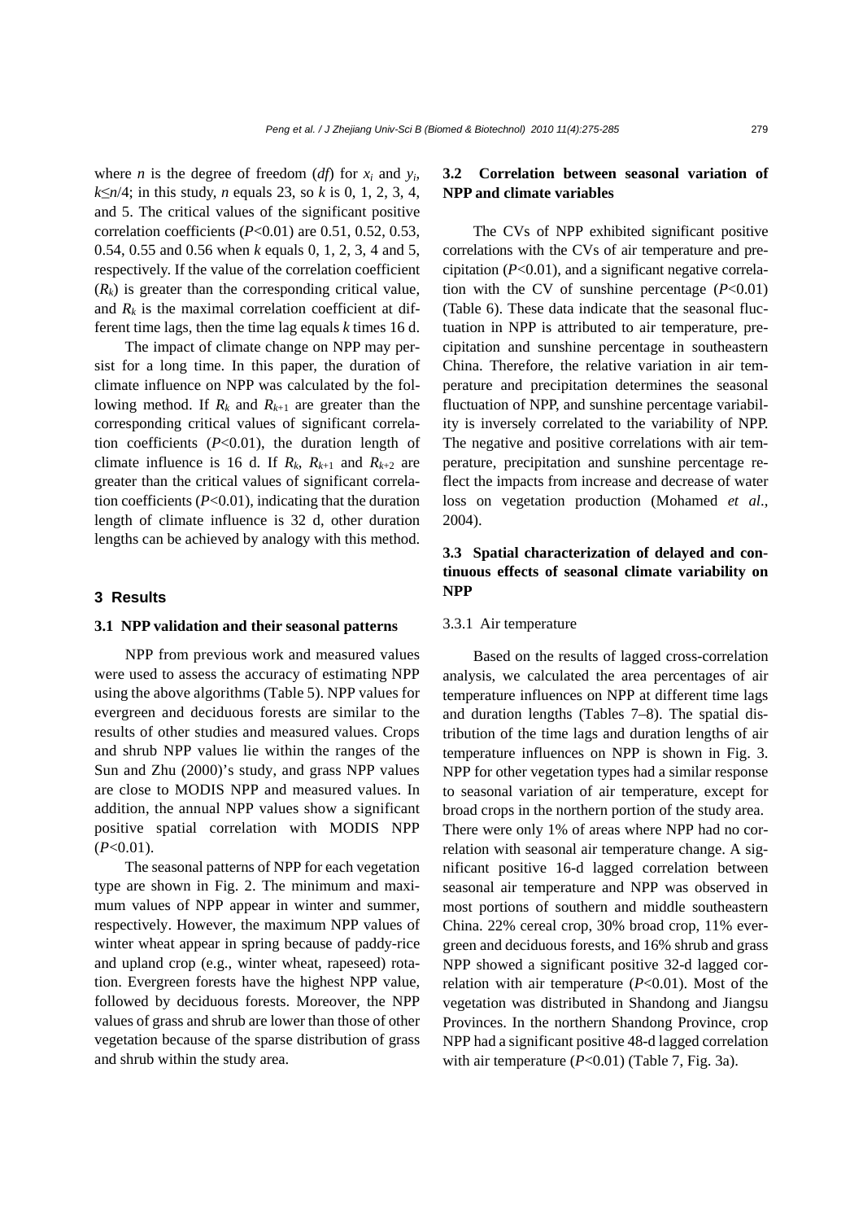where $n$ is the degree of freedom ($df$) for $x_i$ and $y_i$, $k \leq n/4$; in this study, $n$ equals 23, so $k$ is 0, 1, 2, 3, 4, and 5. The critical values of the significant positive correlation coefficients ($P<0.01$) are 0.51, 0.52, 0.53, 0.54, 0.55 and 0.56 when $k$ equals 0, 1, 2, 3, 4 and 5, respectively. If the value of the correlation coefficient ($R_k$) is greater than the corresponding critical value, and $R_k$ is the maximal correlation coefficient at different time lags, then the time lag equals $k$ times 16 d.

The impact of climate change on NPP may persist for a long time. In this paper, the duration of climate influence on NPP was calculated by the following method. If $R_k$ and $R_{k+1}$ are greater than the corresponding critical values of significant correlation coefficients ($P<0.01$), the duration length of climate influence is 16 d. If $R_k$, $R_{k+1}$ and $R_{k+2}$ are greater than the critical values of significant correlation coefficients ($P<0.01$), indicating that the duration length of climate influence is 32 d, other duration lengths can be achieved by analogy with this method.

## 3 Results

### 3.1 NPP validation and their seasonal patterns

NPP from previous work and measured values were used to assess the accuracy of estimating NPP using the above algorithms (Table 5). NPP values for evergreen and deciduous forests are similar to the results of other studies and measured values. Crops and shrub NPP values lie within the ranges of the Sun and Zhu (2000)'s study, and grass NPP values are close to MODIS NPP and measured values. In addition, the annual NPP values show a significant positive spatial correlation with MODIS NPP ($P<0.01$).

The seasonal patterns of NPP for each vegetation type are shown in Fig. 2. The minimum and maximum values of NPP appear in winter and summer, respectively. However, the maximum NPP values of winter wheat appear in spring because of paddy-rice and upland crop (e.g., winter wheat, rapeseed) rotation. Evergreen forests have the highest NPP value, followed by deciduous forests. Moreover, the NPP values of grass and shrub are lower than those of other vegetation because of the sparse distribution of grass and shrub within the study area.

### 3.2 Correlation between seasonal variation of NPP and climate variables

The CVs of NPP exhibited significant positive correlations with the CVs of air temperature and precipitation ($P<0.01$), and a significant negative correlation with the CV of sunshine percentage ($P<0.01$) (Table 6). These data indicate that the seasonal fluctuation in NPP is attributed to air temperature, precipitation and sunshine percentage in southeastern China. Therefore, the relative variation in air temperature and precipitation determines the seasonal fluctuation of NPP, and sunshine percentage variability is inversely correlated to the variability of NPP. The negative and positive correlations with air temperature, precipitation and sunshine percentage reflect the impacts from increase and decrease of water loss on vegetation production (Mohamed *et al*., 2004).

### 3.3 Spatial characterization of delayed and continuous effects of seasonal climate variability on NPP

#### 3.3.1 Air temperature

Based on the results of lagged cross-correlation analysis, we calculated the area percentages of air temperature influences on NPP at different time lags and duration lengths (Tables 7–8). The spatial distribution of the time lags and duration lengths of air temperature influences on NPP is shown in Fig. 3. NPP for other vegetation types had a similar response to seasonal variation of air temperature, except for broad crops in the northern portion of the study area. There were only 1% of areas where NPP had no correlation with seasonal air temperature change. A significant positive 16-d lagged correlation between seasonal air temperature and NPP was observed in most portions of southern and middle southeastern China. 22% cereal crop, 30% broad crop, 11% evergreen and deciduous forests, and 16% shrub and grass NPP showed a significant positive 32-d lagged correlation with air temperature ($P<0.01$). Most of the vegetation was distributed in Shandong and Jiangsu Provinces. In the northern Shandong Province, crop NPP had a significant positive 48-d lagged correlation with air temperature ($P<0.01$) (Table 7, Fig. 3a).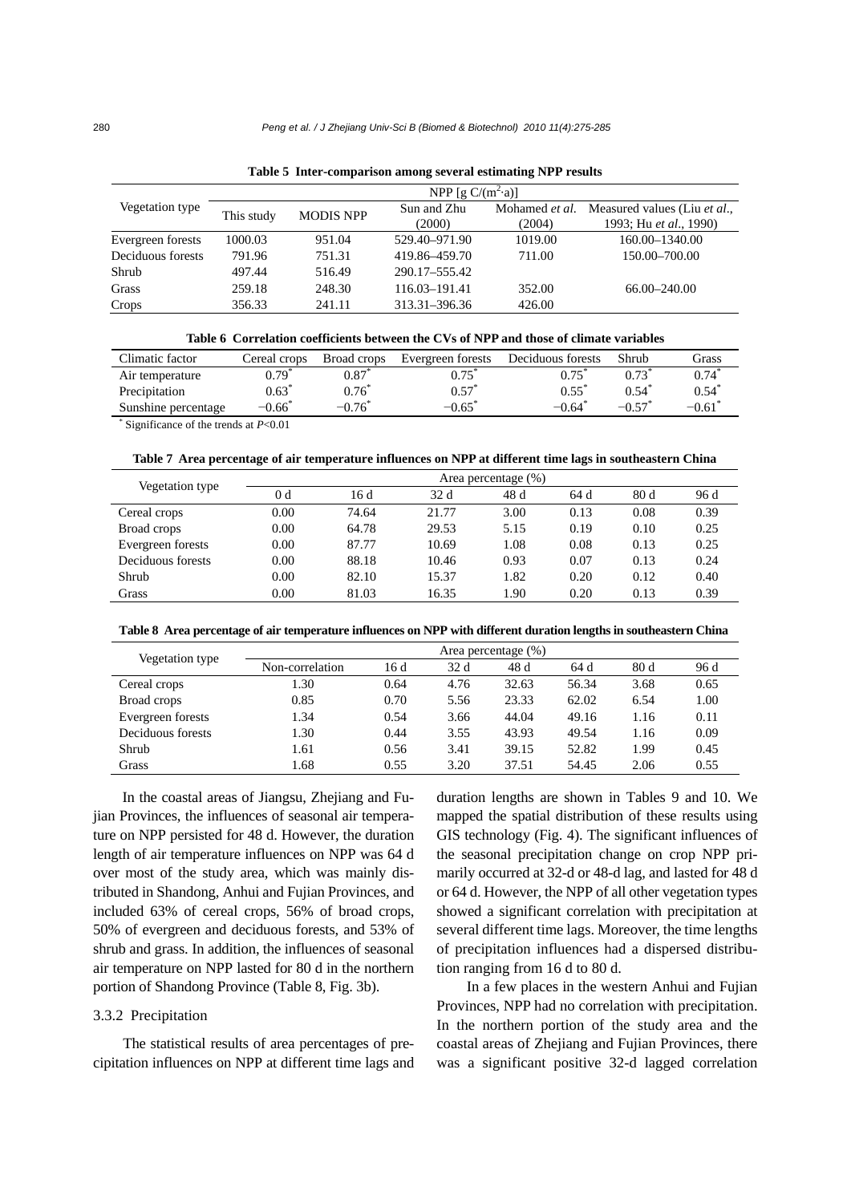**Table 5 Inter-comparison among several estimating NPP results**

| Vegetation type | NPP [g C/($m^2$·a)] | | | | |
|---|---|---|---|---|---|
| | This study | MODIS NPP | Sun and Zhu (2000) | Mohamed *et al.* (2004) | Measured values (Liu *et al.*, 1993; Hu *et al.*, 1990) |
| Evergreen forests | 1000.03 | 951.04 | 529.40–971.90 | 1019.00 | 160.00–1340.00 |
| Deciduous forests | 791.96 | 751.31 | 419.86–459.70 | 711.00 | 150.00–700.00 |
| Shrub | 497.44 | 516.49 | 290.17–555.42 | | |
| Grass | 259.18 | 248.30 | 116.03–191.41 | 352.00 | 66.00–240.00 |
| Crops | 356.33 | 241.11 | 313.31–396.36 | 426.00 | |

**Table 6 Correlation coefficients between the CVs of NPP and those of climate variables**

| Climatic factor | Cereal crops | Broad crops | Evergreen forests | Deciduous forests | Shrub | Grass |
|---|---|---|---|---|---|---|
| Air temperature | 0.79* | 0.87* | 0.75* | 0.75* | 0.73* | 0.74* |
| Precipitation | 0.63* | 0.76* | 0.57* | 0.55* | 0.54* | 0.54* |
| Sunshine percentage | −0.66* | −0.76* | −0.65* | −0.64* | −0.57* | −0.61* |

* Significance of the trends at $P<0.01$

**Table 7 Area percentage of air temperature influences on NPP at different time lags in southeastern China**

| Vegetation type | Area percentage (%) | | | | | | |
|---|---|---|---|---|---|---|---|
| | 0 d | 16 d | 32 d | 48 d | 64 d | 80 d | 96 d |
| Cereal crops | 0.00 | 74.64 | 21.77 | 3.00 | 0.13 | 0.08 | 0.39 |
| Broad crops | 0.00 | 64.78 | 29.53 | 5.15 | 0.19 | 0.10 | 0.25 |
| Evergreen forests | 0.00 | 87.77 | 10.69 | 1.08 | 0.08 | 0.13 | 0.25 |
| Deciduous forests | 0.00 | 88.18 | 10.46 | 0.93 | 0.07 | 0.13 | 0.24 |
| Shrub | 0.00 | 82.10 | 15.37 | 1.82 | 0.20 | 0.12 | 0.40 |
| Grass | 0.00 | 81.03 | 16.35 | 1.90 | 0.20 | 0.13 | 0.39 |

**Table 8 Area percentage of air temperature influences on NPP with different duration lengths in southeastern China**

| Vegetation type | Area percentage (%) | | | | | | |
|---|---|---|---|---|---|---|---|
| | Non-correlation | 16 d | 32 d | 48 d | 64 d | 80 d | 96 d |
| Cereal crops | 1.30 | 0.64 | 4.76 | 32.63 | 56.34 | 3.68 | 0.65 |
| Broad crops | 0.85 | 0.70 | 5.56 | 23.33 | 62.02 | 6.54 | 1.00 |
| Evergreen forests | 1.34 | 0.54 | 3.66 | 44.04 | 49.16 | 1.16 | 0.11 |
| Deciduous forests | 1.30 | 0.44 | 3.55 | 43.93 | 49.54 | 1.16 | 0.09 |
| Shrub | 1.61 | 0.56 | 3.41 | 39.15 | 52.82 | 1.99 | 0.45 |
| Grass | 1.68 | 0.55 | 3.20 | 37.51 | 54.45 | 2.06 | 0.55 |

In the coastal areas of Jiangsu, Zhejiang and Fujian Provinces, the influences of seasonal air temperature on NPP persisted for 48 d. However, the duration length of air temperature influences on NPP was 64 d over most of the study area, which was mainly distributed in Shandong, Anhui and Fujian Provinces, and included 63% of cereal crops, 56% of broad crops, 50% of evergreen and deciduous forests, and 53% of shrub and grass. In addition, the influences of seasonal air temperature on NPP lasted for 80 d in the northern portion of Shandong Province (Table 8, Fig. 3b).

### 3.3.2 Precipitation

The statistical results of area percentages of precipitation influences on NPP at different time lags and duration lengths are shown in Tables 9 and 10. We mapped the spatial distribution of these results using GIS technology (Fig. 4). The significant influences of the seasonal precipitation change on crop NPP primarily occurred at 32-d or 48-d lag, and lasted for 48 d or 64 d. However, the NPP of all other vegetation types showed a significant correlation with precipitation at several different time lags. Moreover, the time lengths of precipitation influences had a dispersed distribution ranging from 16 d to 80 d.

In a few places in the western Anhui and Fujian Provinces, NPP had no correlation with precipitation. In the northern portion of the study area and the coastal areas of Zhejiang and Fujian Provinces, there was a significant positive 32-d lagged correlation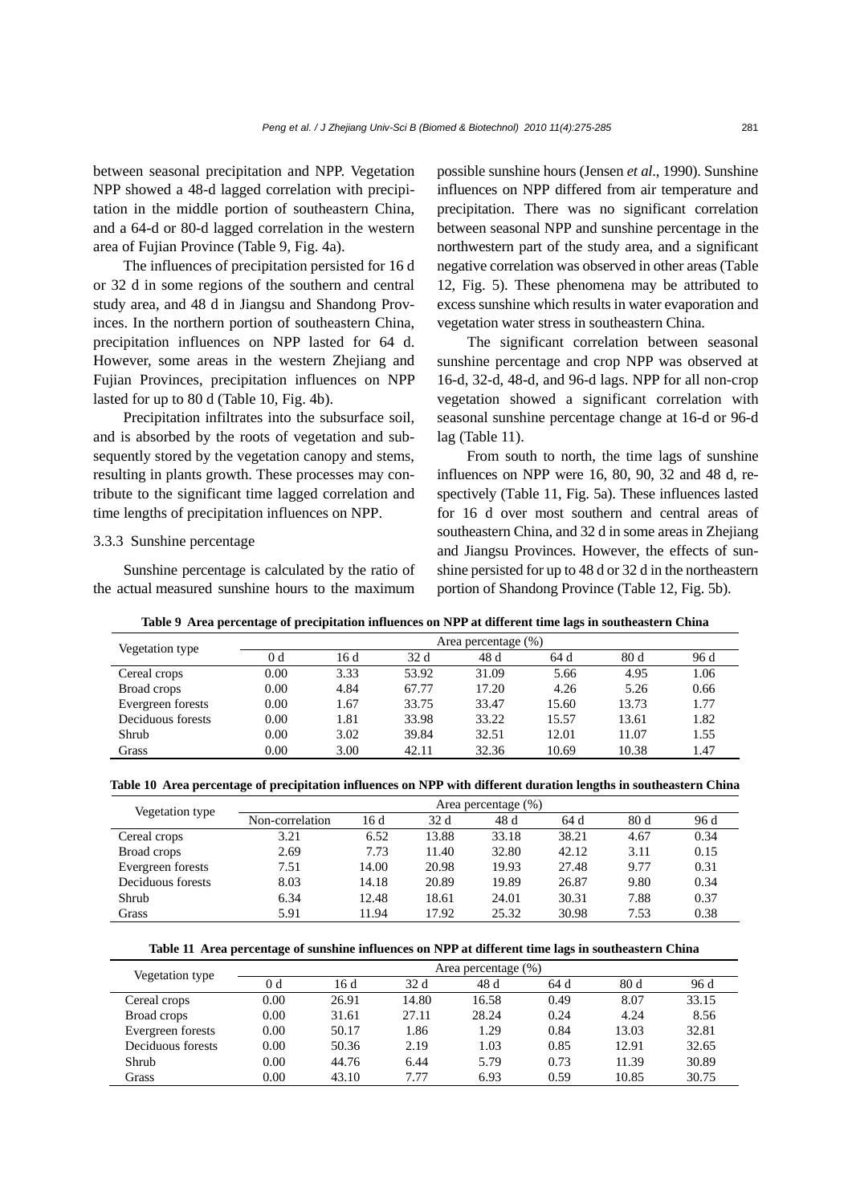between seasonal precipitation and NPP. Vegetation NPP showed a 48-d lagged correlation with precipitation in the middle portion of southeastern China, and a 64-d or 80-d lagged correlation in the western area of Fujian Province (Table 9, Fig. 4a).

The influences of precipitation persisted for 16 d or 32 d in some regions of the southern and central study area, and 48 d in Jiangsu and Shandong Provinces. In the northern portion of southeastern China, precipitation influences on NPP lasted for 64 d. However, some areas in the western Zhejiang and Fujian Provinces, precipitation influences on NPP lasted for up to 80 d (Table 10, Fig. 4b).

Precipitation infiltrates into the subsurface soil, and is absorbed by the roots of vegetation and subsequently stored by the vegetation canopy and stems, resulting in plants growth. These processes may contribute to the significant time lagged correlation and time lengths of precipitation influences on NPP.

#### 3.3.3 Sunshine percentage

Sunshine percentage is calculated by the ratio of the actual measured sunshine hours to the maximum possible sunshine hours (Jensen *et al*., 1990). Sunshine influences on NPP differed from air temperature and precipitation. There was no significant correlation between seasonal NPP and sunshine percentage in the northwestern part of the study area, and a significant negative correlation was observed in other areas (Table 12, Fig. 5). These phenomena may be attributed to excess sunshine which results in water evaporation and vegetation water stress in southeastern China.

The significant correlation between seasonal sunshine percentage and crop NPP was observed at 16-d, 32-d, 48-d, and 96-d lags. NPP for all non-crop vegetation showed a significant correlation with seasonal sunshine percentage change at 16-d or 96-d lag (Table 11).

From south to north, the time lags of sunshine influences on NPP were 16, 80, 90, 32 and 48 d, respectively (Table 11, Fig. 5a). These influences lasted for 16 d over most southern and central areas of southeastern China, and 32 d in some areas in Zhejiang and Jiangsu Provinces. However, the effects of sunshine persisted for up to 48 d or 32 d in the northeastern portion of Shandong Province (Table 12, Fig. 5b).

**Table 9 Area percentage of precipitation influences on NPP at different time lags in southeastern China**

| Vegetation type | Area percentage (%) | | | | | | |
|---|---|---|---|---|---|---|---|
| | 0 d | 16 d | 32 d | 48 d | 64 d | 80 d | 96 d |
| Cereal crops | 0.00 | 3.33 | 53.92 | 31.09 | 5.66 | 4.95 | 1.06 |
| Broad crops | 0.00 | 4.84 | 67.77 | 17.20 | 4.26 | 5.26 | 0.66 |
| Evergreen forests | 0.00 | 1.67 | 33.75 | 33.47 | 15.60 | 13.73 | 1.77 |
| Deciduous forests | 0.00 | 1.81 | 33.98 | 33.22 | 15.57 | 13.61 | 1.82 |
| Shrub | 0.00 | 3.02 | 39.84 | 32.51 | 12.01 | 11.07 | 1.55 |
| Grass | 0.00 | 3.00 | 42.11 | 32.36 | 10.69 | 10.38 | 1.47 |

**Table 10 Area percentage of precipitation influences on NPP with different duration lengths in southeastern China**

| Vegetation type | Area percentage (%) | | | | | | |
|---|---|---|---|---|---|---|---|
| | Non-correlation | 16 d | 32 d | 48 d | 64 d | 80 d | 96 d |
| Cereal crops | 3.21 | 6.52 | 13.88 | 33.18 | 38.21 | 4.67 | 0.34 |
| Broad crops | 2.69 | 7.73 | 11.40 | 32.80 | 42.12 | 3.11 | 0.15 |
| Evergreen forests | 7.51 | 14.00 | 20.98 | 19.93 | 27.48 | 9.77 | 0.31 |
| Deciduous forests | 8.03 | 14.18 | 20.89 | 19.89 | 26.87 | 9.80 | 0.34 |
| Shrub | 6.34 | 12.48 | 18.61 | 24.01 | 30.31 | 7.88 | 0.37 |
| Grass | 5.91 | 11.94 | 17.92 | 25.32 | 30.98 | 7.53 | 0.38 |

**Table 11 Area percentage of sunshine influences on NPP at different time lags in southeastern China**

| Vegetation type | Area percentage (%) | | | | | | |
|---|---|---|---|---|---|---|---|
| | 0 d | 16 d | 32 d | 48 d | 64 d | 80 d | 96 d |
| Cereal crops | 0.00 | 26.91 | 14.80 | 16.58 | 0.49 | 8.07 | 33.15 |
| Broad crops | 0.00 | 31.61 | 27.11 | 28.24 | 0.24 | 4.24 | 8.56 |
| Evergreen forests | 0.00 | 50.17 | 1.86 | 1.29 | 0.84 | 13.03 | 32.81 |
| Deciduous forests | 0.00 | 50.36 | 2.19 | 1.03 | 0.85 | 12.91 | 32.65 |
| Shrub | 0.00 | 44.76 | 6.44 | 5.79 | 0.73 | 11.39 | 30.89 |
| Grass | 0.00 | 43.10 | 7.77 | 6.93 | 0.59 | 10.85 | 30.75 |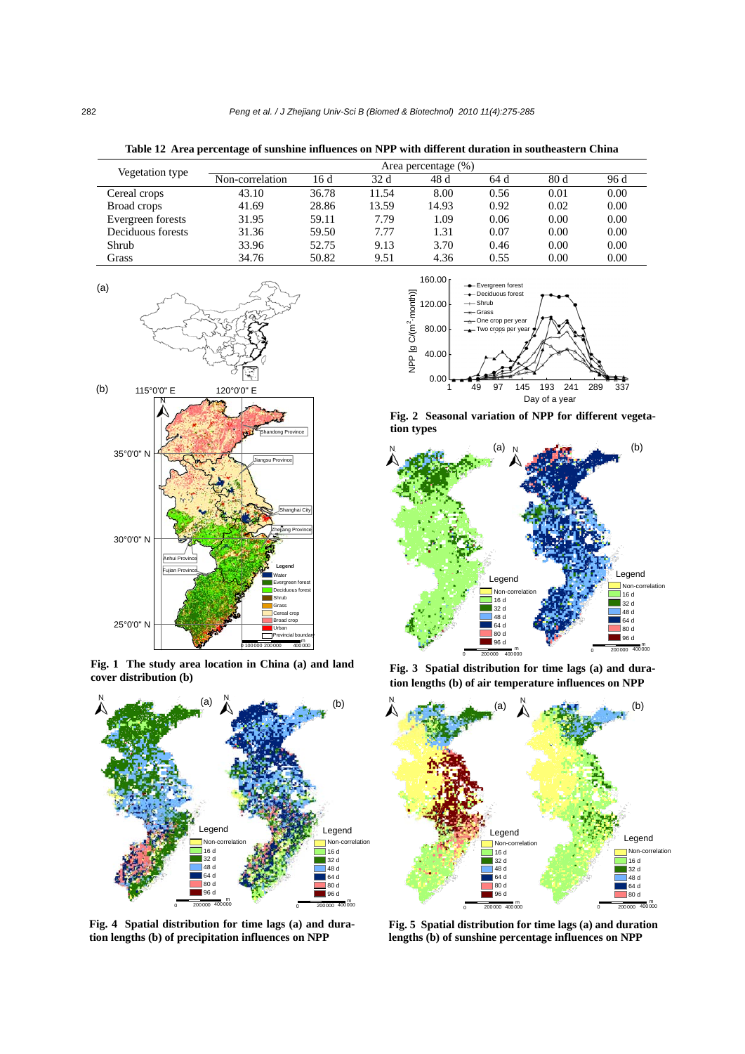**Table 12 Area percentage of sunshine influences on NPP with different duration in southeastern China**

| Vegetation type | Area percentage (%) | | | | | | |
|---|---|---|---|---|---|---|---|
| | Non-correlation | 16 d | 32 d | 48 d | 64 d | 80 d | 96 d |
| Cereal crops | 43.10 | 36.78 | 11.54 | 8.00 | 0.56 | 0.01 | 0.00 |
| Broad crops | 41.69 | 28.86 | 13.59 | 14.93 | 0.92 | 0.02 | 0.00 |
| Evergreen forests | 31.95 | 59.11 | 7.79 | 1.09 | 0.06 | 0.00 | 0.00 |
| Deciduous forests | 31.36 | 59.50 | 7.77 | 1.31 | 0.07 | 0.00 | 0.00 |
| Shrub | 33.96 | 52.75 | 9.13 | 3.70 | 0.46 | 0.00 | 0.00 |
| Grass | 34.76 | 50.82 | 9.51 | 4.36 | 0.55 | 0.00 | 0.00 |

**Fig. 1 The study area location in China (a) and land cover distribution (b)**

**Fig. 2 Seasonal variation of NPP for different vegetation types**

**Fig. 3 Spatial distribution for time lags (a) and duration lengths (b) of air temperature influences on NPP**

**Fig. 4 Spatial distribution for time lags (a) and duration lengths (b) of precipitation influences on NPP**

**Fig. 5 Spatial distribution for time lags (a) and duration lengths (b) of sunshine percentage influences on NPP**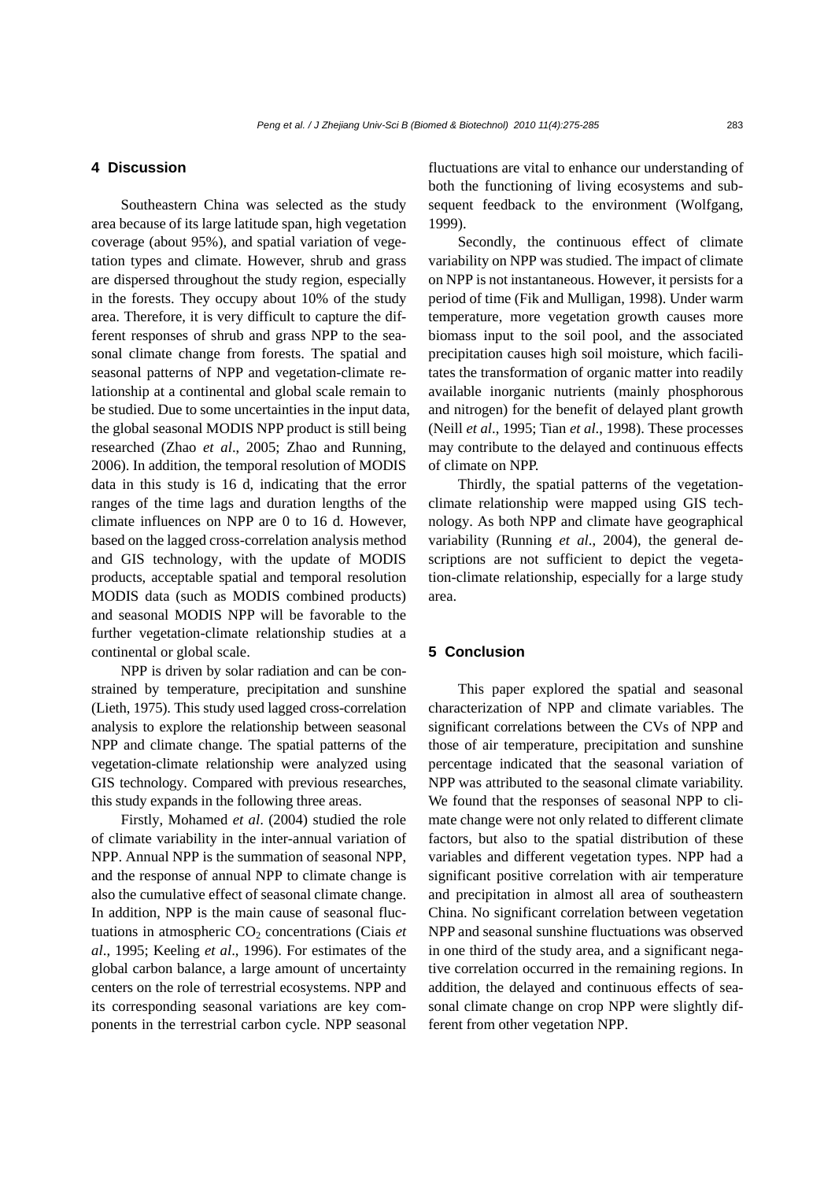## 4 Discussion

Southeastern China was selected as the study area because of its large latitude span, high vegetation coverage (about 95%), and spatial variation of vegetation types and climate. However, shrub and grass are dispersed throughout the study region, especially in the forests. They occupy about 10% of the study area. Therefore, it is very difficult to capture the different responses of shrub and grass NPP to the seasonal climate change from forests. The spatial and seasonal patterns of NPP and vegetation-climate relationship at a continental and global scale remain to be studied. Due to some uncertainties in the input data, the global seasonal MODIS NPP product is still being researched (Zhao *et al*., 2005; Zhao and Running, 2006). In addition, the temporal resolution of MODIS data in this study is 16 d, indicating that the error ranges of the time lags and duration lengths of the climate influences on NPP are 0 to 16 d. However, based on the lagged cross-correlation analysis method and GIS technology, with the update of MODIS products, acceptable spatial and temporal resolution MODIS data (such as MODIS combined products) and seasonal MODIS NPP will be favorable to the further vegetation-climate relationship studies at a continental or global scale.

NPP is driven by solar radiation and can be constrained by temperature, precipitation and sunshine (Lieth, 1975). This study used lagged cross-correlation analysis to explore the relationship between seasonal NPP and climate change. The spatial patterns of the vegetation-climate relationship were analyzed using GIS technology. Compared with previous researches, this study expands in the following three areas.

Firstly, Mohamed *et al*. (2004) studied the role of climate variability in the inter-annual variation of NPP. Annual NPP is the summation of seasonal NPP, and the response of annual NPP to climate change is also the cumulative effect of seasonal climate change. In addition, NPP is the main cause of seasonal fluctuations in atmospheric $CO_2$ concentrations (Ciais *et al*., 1995; Keeling *et al*., 1996). For estimates of the global carbon balance, a large amount of uncertainty centers on the role of terrestrial ecosystems. NPP and its corresponding seasonal variations are key components in the terrestrial carbon cycle. NPP seasonal fluctuations are vital to enhance our understanding of both the functioning of living ecosystems and subsequent feedback to the environment (Wolfgang, 1999).

Secondly, the continuous effect of climate variability on NPP was studied. The impact of climate on NPP is not instantaneous. However, it persists for a period of time (Fik and Mulligan, 1998). Under warm temperature, more vegetation growth causes more biomass input to the soil pool, and the associated precipitation causes high soil moisture, which facilitates the transformation of organic matter into readily available inorganic nutrients (mainly phosphorous and nitrogen) for the benefit of delayed plant growth (Neill *et al*., 1995; Tian *et al*., 1998). These processes may contribute to the delayed and continuous effects of climate on NPP.

Thirdly, the spatial patterns of the vegetation-climate relationship were mapped using GIS technology. As both NPP and climate have geographical variability (Running *et al*., 2004), the general descriptions are not sufficient to depict the vegetation-climate relationship, especially for a large study area.

## 5 Conclusion

This paper explored the spatial and seasonal characterization of NPP and climate variables. The significant correlations between the CVs of NPP and those of air temperature, precipitation and sunshine percentage indicated that the seasonal variation of NPP was attributed to the seasonal climate variability. We found that the responses of seasonal NPP to climate change were not only related to different climate factors, but also to the spatial distribution of these variables and different vegetation types. NPP had a significant positive correlation with air temperature and precipitation in almost all area of southeastern China. No significant correlation between vegetation NPP and seasonal sunshine fluctuations was observed in one third of the study area, and a significant negative correlation occurred in the remaining regions. In addition, the delayed and continuous effects of seasonal climate change on crop NPP were slightly different from other vegetation NPP.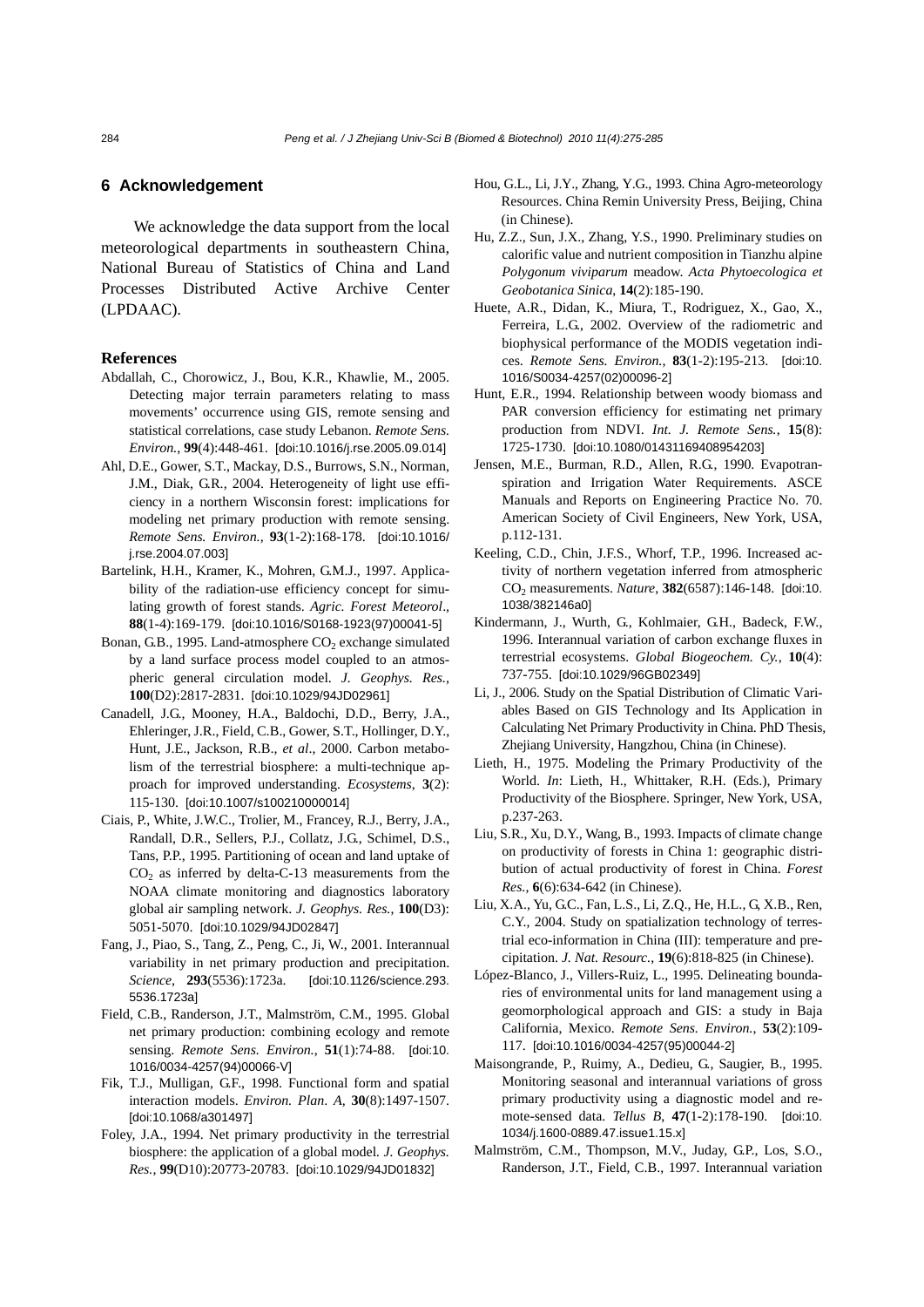## 6 Acknowledgement

We acknowledge the data support from the local meteorological departments in southeastern China, National Bureau of Statistics of China and Land Processes Distributed Active Archive Center (LPDAAC).

## References

Abdallah, C., Chorowicz, J., Bou, K.R., Khawlie, M., 2005. Detecting major terrain parameters relating to mass movements' occurrence using GIS, remote sensing and statistical correlations, case study Lebanon. *Remote Sens. Environ.*, **99**(4):448-461. [doi:10.1016/j.rse.2005.09.014]

Ahl, D.E., Gower, S.T., Mackay, D.S., Burrows, S.N., Norman, J.M., Diak, G.R., 2004. Heterogeneity of light use efficiency in a northern Wisconsin forest: implications for modeling net primary production with remote sensing. *Remote Sens. Environ.*, **93**(1-2):168-178. [doi:10.1016/j.rse.2004.07.003]

Bartelink, H.H., Kramer, K., Mohren, G.M.J., 1997. Applicability of the radiation-use efficiency concept for simulating growth of forest stands. *Agric. Forest Meteorol.*, **88**(1-4):169-179. [doi:10.1016/S0168-1923(97)00041-5]

Bonan, G.B., 1995. Land-atmosphere $CO_2$ exchange simulated by a land surface process model coupled to an atmospheric general circulation model. *J. Geophys. Res.*, **100**(D2):2817-2831. [doi:10.1029/94JD02961]

Canadell, J.G., Mooney, H.A., Baldochi, D.D., Berry, J.A., Ehleringer, J.R., Field, C.B., Gower, S.T., Hollinger, D.Y., Hunt, J.E., Jackson, R.B., *et al*., 2000. Carbon metabolism of the terrestrial biosphere: a multi-technique approach for improved understanding. *Ecosystems*, **3**(2): 115-130. [doi:10.1007/s100210000014]

Ciais, P., White, J.W.C., Trolier, M., Francey, R.J., Berry, J.A., Randall, D.R., Sellers, P.J., Collatz, J.G., Schimel, D.S., Tans, P.P., 1995. Partitioning of ocean and land uptake of $CO_2$ as inferred by delta-C-13 measurements from the NOAA climate monitoring and diagnostics laboratory global air sampling network. *J. Geophys. Res.*, **100**(D3): 5051-5070. [doi:10.1029/94JD02847]

Fang, J., Piao, S., Tang, Z., Peng, C., Ji, W., 2001. Interannual variability in net primary production and precipitation. *Science*, **293**(5536):1723a. [doi:10.1126/science.293.5536.1723a]

Field, C.B., Randerson, J.T., Malmström, C.M., 1995. Global net primary production: combining ecology and remote sensing. *Remote Sens. Environ.*, **51**(1):74-88. [doi:10.1016/0034-4257(94)00066-V]

Fik, T.J., Mulligan, G.F., 1998. Functional form and spatial interaction models. *Environ. Plan. A*, **30**(8):1497-1507. [doi:10.1068/a301497]

Foley, J.A., 1994. Net primary productivity in the terrestrial biosphere: the application of a global model. *J. Geophys. Res.*, **99**(D10):20773-20783. [doi:10.1029/94JD01832]

Hou, G.L., Li, J.Y., Zhang, Y.G., 1993. China Agro-meteorology Resources. China Remin University Press, Beijing, China (in Chinese).

Hu, Z.Z., Sun, J.X., Zhang, Y.S., 1990. Preliminary studies on calorific value and nutrient composition in Tianzhu alpine *Polygonum viviparum* meadow. *Acta Phytoecologica et Geobotanica Sinica*, **14**(2):185-190.

Huete, A.R., Didan, K., Miura, T., Rodriguez, X., Gao, X., Ferreira, L.G., 2002. Overview of the radiometric and biophysical performance of the MODIS vegetation indices. *Remote Sens. Environ.*, **83**(1-2):195-213. [doi:10.1016/S0034-4257(02)00096-2]

Hunt, E.R., 1994. Relationship between woody biomass and PAR conversion efficiency for estimating net primary production from NDVI. *Int. J. Remote Sens.*, **15**(8): 1725-1730. [doi:10.1080/01431169408954203]

Jensen, M.E., Burman, R.D., Allen, R.G., 1990. Evapotranspiration and Irrigation Water Requirements. ASCE Manuals and Reports on Engineering Practice No. 70. American Society of Civil Engineers, New York, USA, p.112-131.

Keeling, C.D., Chin, J.F.S., Whorf, T.P., 1996. Increased activity of northern vegetation inferred from atmospheric $CO_2$ measurements. *Nature*, **382**(6587):146-148. [doi:10.1038/382146a0]

Kindermann, J., Wurth, G., Kohlmaier, G.H., Badeck, F.W., 1996. Interannual variation of carbon exchange fluxes in terrestrial ecosystems. *Global Biogeochem. Cy.*, **10**(4): 737-755. [doi:10.1029/96GB02349]

Li, J., 2006. Study on the Spatial Distribution of Climatic Variables Based on GIS Technology and Its Application in Calculating Net Primary Productivity in China. PhD Thesis, Zhejiang University, Hangzhou, China (in Chinese).

Lieth, H., 1975. Modeling the Primary Productivity of the World. *In*: Lieth, H., Whittaker, R.H. (Eds.), Primary Productivity of the Biosphere. Springer, New York, USA, p.237-263.

Liu, S.R., Xu, D.Y., Wang, B., 1993. Impacts of climate change on productivity of forests in China 1: geographic distribution of actual productivity of forest in China. *Forest Res.*, **6**(6):634-642 (in Chinese).

Liu, X.A., Yu, G.C., Fan, L.S., Li, Z.Q., He, H.L., G, X.B., Ren, C.Y., 2004. Study on spatialization technology of terrestrial eco-information in China (III): temperature and precipitation. *J. Nat. Resourc.*, **19**(6):818-825 (in Chinese).

López-Blanco, J., Villers-Ruiz, L., 1995. Delineating boundaries of environmental units for land management using a geomorphological approach and GIS: a study in Baja California, Mexico. *Remote Sens. Environ.*, **53**(2):109-117. [doi:10.1016/0034-4257(95)00044-2]

Maisongrande, P., Ruimy, A., Dedieu, G., Saugier, B., 1995. Monitoring seasonal and interannual variations of gross primary productivity using a diagnostic model and remote-sensed data. *Tellus B*, **47**(1-2):178-190. [doi:10.1034/j.1600-0889.47.issue1.15.x]

Malmström, C.M., Thompson, M.V., Juday, G.P., Los, S.O., Randerson, J.T., Field, C.B., 1997. Interannual variation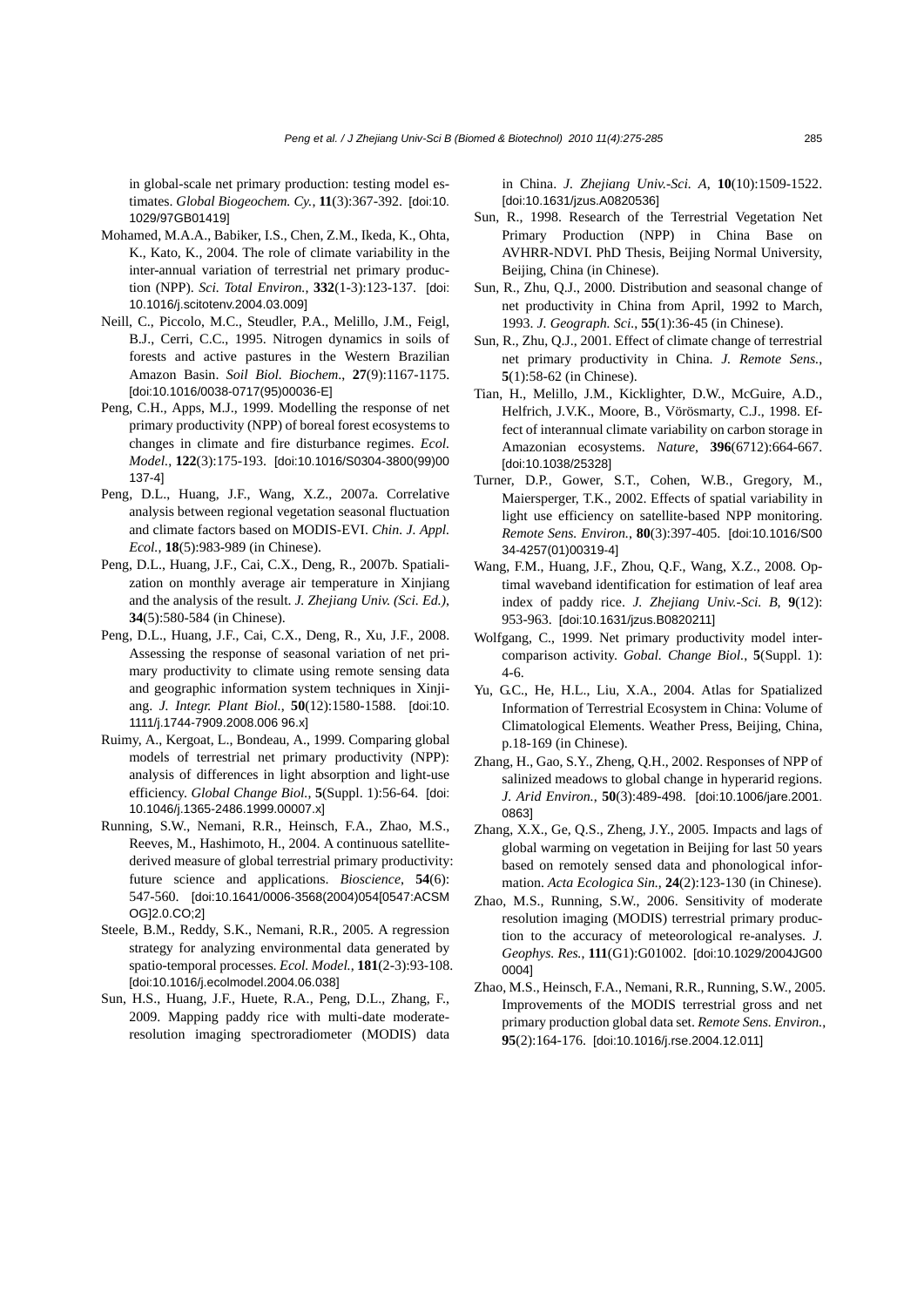in global-scale net primary production: testing model estimates. *Global Biogeochem. Cy.*, **11**(3):367-392. [doi:10.1029/97GB01419]

Mohamed, M.A.A., Babiker, I.S., Chen, Z.M., Ikeda, K., Ohta, K., Kato, K., 2004. The role of climate variability in the inter-annual variation of terrestrial net primary production (NPP). *Sci. Total Environ.*, **332**(1-3):123-137. [doi:10.1016/j.scitotenv.2004.03.009]

Neill, C., Piccolo, M.C., Steudler, P.A., Melillo, J.M., Feigl, B.J., Cerri, C.C., 1995. Nitrogen dynamics in soils of forests and active pastures in the Western Brazilian Amazon Basin. *Soil Biol. Biochem.*, **27**(9):1167-1175. [doi:10.1016/0038-0717(95)00036-E]

Peng, C.H., Apps, M.J., 1999. Modelling the response of net primary productivity (NPP) of boreal forest ecosystems to changes in climate and fire disturbance regimes. *Ecol. Model.*, **122**(3):175-193. [doi:10.1016/S0304-3800(99)00137-4]

Peng, D.L., Huang, J.F., Wang, X.Z., 2007a. Correlative analysis between regional vegetation seasonal fluctuation and climate factors based on MODIS-EVI. *Chin. J. Appl. Ecol.*, **18**(5):983-989 (in Chinese).

Peng, D.L., Huang, J.F., Cai, C.X., Deng, R., 2007b. Spatialization on monthly average air temperature in Xinjiang and the analysis of the result. *J. Zhejiang Univ. (Sci. Ed.)*, **34**(5):580-584 (in Chinese).

Peng, D.L., Huang, J.F., Cai, C.X., Deng, R., Xu, J.F., 2008. Assessing the response of seasonal variation of net primary productivity to climate using remote sensing data and geographic information system techniques in Xinjiang. *J. Integr. Plant Biol.*, **50**(12):1580-1588. [doi:10.1111/j.1744-7909.2008.006 96.x]

Ruimy, A., Kergoat, L., Bondeau, A., 1999. Comparing global models of terrestrial net primary productivity (NPP): analysis of differences in light absorption and light-use efficiency. *Global Change Biol.*, **5**(Suppl. 1):56-64. [doi:10.1046/j.1365-2486.1999.00007.x]

Running, S.W., Nemani, R.R., Heinsch, F.A., Zhao, M.S., Reeves, M., Hashimoto, H., 2004. A continuous satellite-derived measure of global terrestrial primary productivity: future science and applications. *Bioscience*, **54**(6):547-560. [doi:10.1641/0006-3568(2004)054[0547:ACSMOG]2.0.CO;2]

Steele, B.M., Reddy, S.K., Nemani, R.R., 2005. A regression strategy for analyzing environmental data generated by spatio-temporal processes. *Ecol. Model.*, **181**(2-3):93-108. [doi:10.1016/j.ecolmodel.2004.06.038]

Sun, H.S., Huang, J.F., Huete, R.A., Peng, D.L., Zhang, F., 2009. Mapping paddy rice with multi-date moderate-resolution imaging spectroradiometer (MODIS) data in China. *J. Zhejiang Univ.-Sci. A*, **10**(10):1509-1522. [doi:10.1631/jzus.A0820536]

Sun, R., 1998. Research of the Terrestrial Vegetation Net Primary Production (NPP) in China Base on AVHRR-NDVI. PhD Thesis, Beijing Normal University, Beijing, China (in Chinese).

Sun, R., Zhu, Q.J., 2000. Distribution and seasonal change of net productivity in China from April, 1992 to March, 1993. *J. Geograph. Sci.*, **55**(1):36-45 (in Chinese).

Sun, R., Zhu, Q.J., 2001. Effect of climate change of terrestrial net primary productivity in China. *J. Remote Sens.*, **5**(1):58-62 (in Chinese).

Tian, H., Melillo, J.M., Kicklighter, D.W., McGuire, A.D., Helfrich, J.V.K., Moore, B., Vörösmarty, C.J., 1998. Effect of interannual climate variability on carbon storage in Amazonian ecosystems. *Nature*, **396**(6712):664-667. [doi:10.1038/25328]

Turner, D.P., Gower, S.T., Cohen, W.B., Gregory, M., Maiersperger, T.K., 2002. Effects of spatial variability in light use efficiency on satellite-based NPP monitoring. *Remote Sens. Environ.*, **80**(3):397-405. [doi:10.1016/S0034-4257(01)00319-4]

Wang, F.M., Huang, J.F., Zhou, Q.F., Wang, X.Z., 2008. Optimal waveband identification for estimation of leaf area index of paddy rice. *J. Zhejiang Univ.-Sci. B*, **9**(12):953-963. [doi:10.1631/jzus.B0820211]

Wolfgang, C., 1999. Net primary productivity model intercomparison activity. *Gobal. Change Biol.*, **5**(Suppl. 1):4-6.

Yu, G.C., He, H.L., Liu, X.A., 2004. Atlas for Spatialized Information of Terrestrial Ecosystem in China: Volume of Climatological Elements. Weather Press, Beijing, China, p.18-169 (in Chinese).

Zhang, H., Gao, S.Y., Zheng, Q.H., 2002. Responses of NPP of salinized meadows to global change in hyperarid regions. *J. Arid Environ.*, **50**(3):489-498. [doi:10.1006/jare.2001.0863]

Zhang, X.X., Ge, Q.S., Zheng, J.Y., 2005. Impacts and lags of global warming on vegetation in Beijing for last 50 years based on remotely sensed data and phonological information. *Acta Ecologica Sin.*, **24**(2):123-130 (in Chinese).

Zhao, M.S., Running, S.W., 2006. Sensitivity of moderate resolution imaging (MODIS) terrestrial primary production to the accuracy of meteorological re-analyses. *J. Geophys. Res.*, **111**(G1):G01002. [doi:10.1029/2004JG000004]

Zhao, M.S., Heinsch, F.A., Nemani, R.R., Running, S.W., 2005. Improvements of the MODIS terrestrial gross and net primary production global data set. *Remote Sens. Environ.*, **95**(2):164-176. [doi:10.1016/j.rse.2004.12.011]